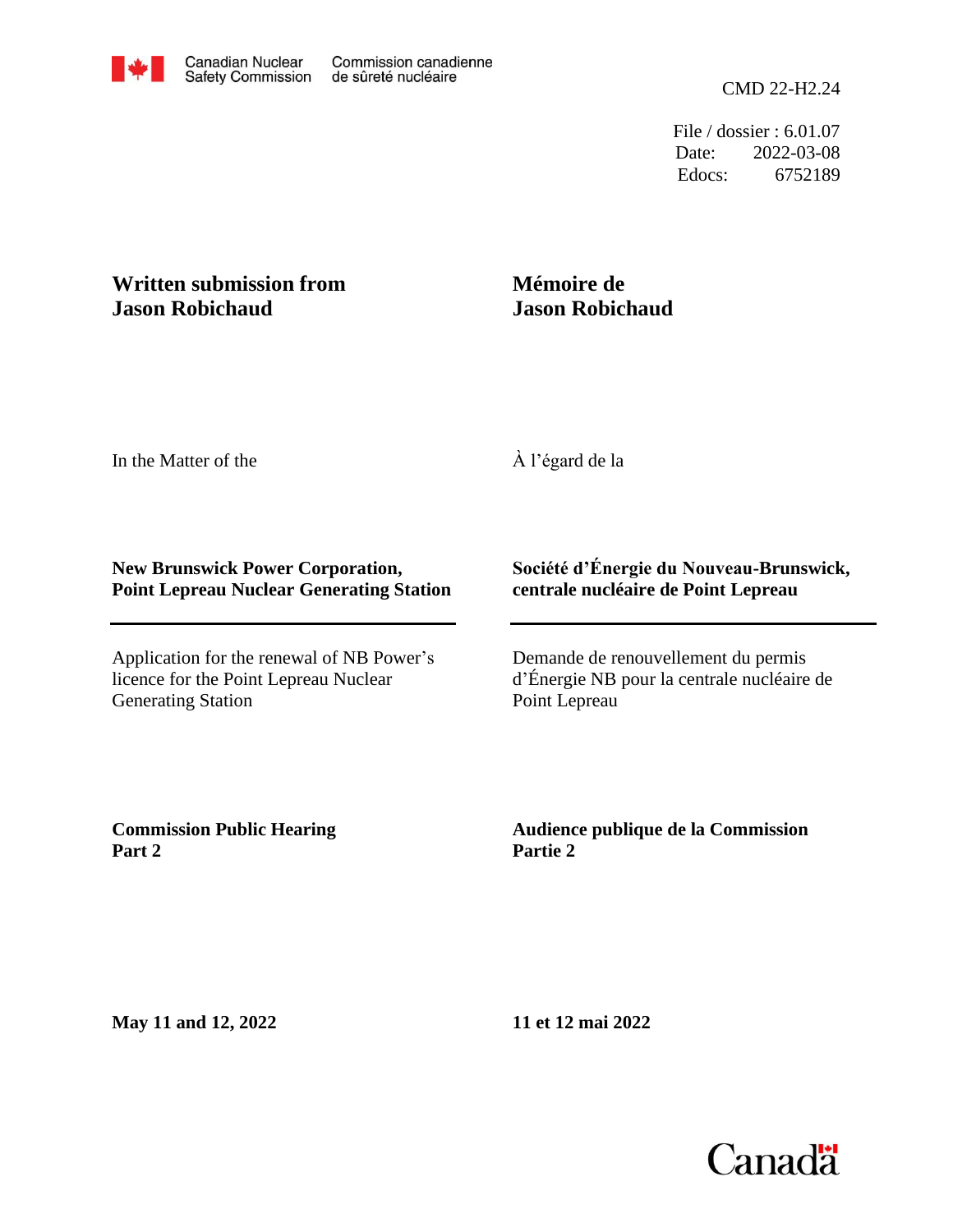Canadian Nuclear Safety Commission / Commission canadienne de sûreté nucléaire

CMD 22-H2.24

File / dossier : 6.01.07
Date: 2022-03-08
Edocs: 6752189

**Written submission from Jason Robichaud**

**Mémoire de Jason Robichaud**

In the Matter of the

À l'égard de la

**New Brunswick Power Corporation, Point Lepreau Nuclear Generating Station**

**Société d'Énergie du Nouveau-Brunswick, centrale nucléaire de Point Lepreau**

Application for the renewal of NB Power's licence for the Point Lepreau Nuclear Generating Station

Demande de renouvellement du permis d'Énergie NB pour la centrale nucléaire de Point Lepreau

**Commission Public Hearing Part 2**

**Audience publique de la Commission Partie 2**

**May 11 and 12, 2022**

**11 et 12 mai 2022**

Canada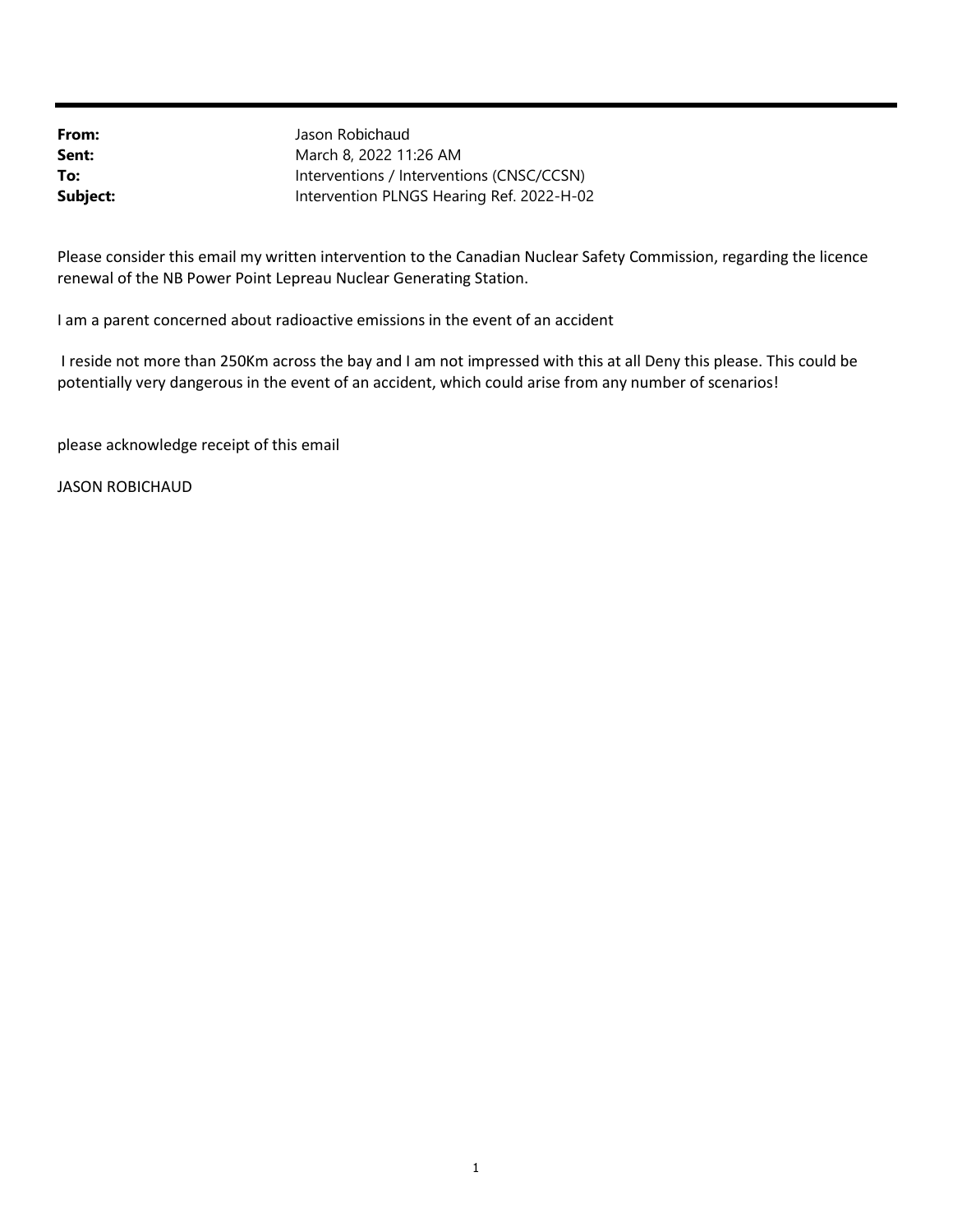**From:** Jason Robichaud
**Sent:** March 8, 2022 11:26 AM
**To:** Interventions / Interventions (CNSC/CCSN)
**Subject:** Intervention PLNGS Hearing Ref. 2022-H-02

Please consider this email my written intervention to the Canadian Nuclear Safety Commission, regarding the licence renewal of the NB Power Point Lepreau Nuclear Generating Station.

I am a parent concerned about radioactive emissions in the event of an accident

I reside not more than 250Km across the bay and I am not impressed with this at all Deny this please. This could be potentially very dangerous in the event of an accident, which could arise from any number of scenarios!

please acknowledge receipt of this email

JASON ROBICHAUD